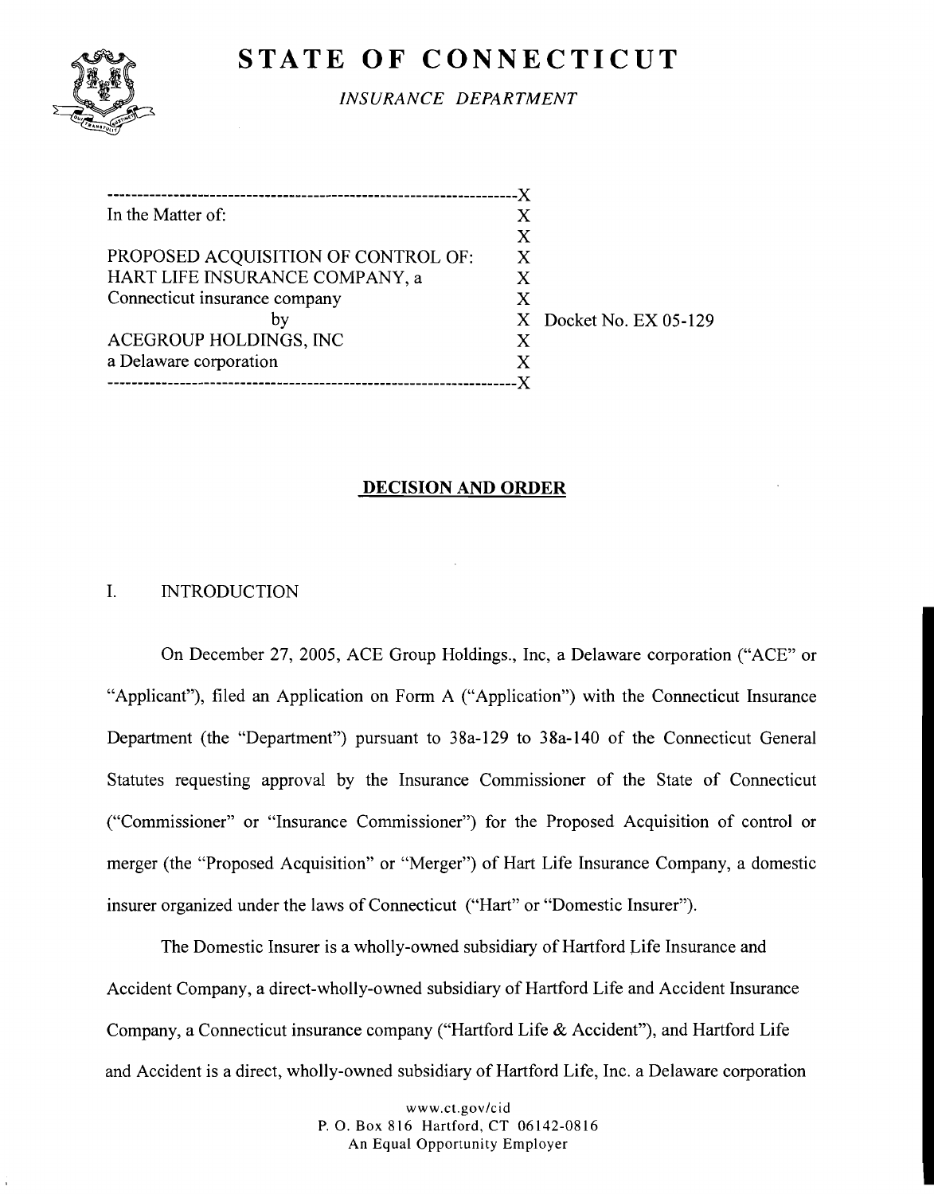# STATE OF CONNECTICUT

*INSURANCE DEPARTMENT*

```
-------------------------------------------------------------------X
In the Matter of:                                                  X
                                                                   X
PROPOSED ACQUISITION OF CONTROL OF:                                X
HART LIFE INSURANCE COMPANY, a                                     X
Connecticut insurance company                                      X
                    by                                             X  Docket No. EX 05-129
ACEGROUP HOLDINGS, INC                                             X
a Delaware corporation                                             X
-------------------------------------------------------------------X
```

## DECISION AND ORDER

### I. INTRODUCTION

On December 27, 2005, ACE Group Holdings., Inc, a Delaware corporation ("ACE" or "Applicant"), filed an Application on Form A ("Application") with the Connecticut Insurance Department (the "Department") pursuant to 38a-129 to 38a-140 of the Connecticut General Statutes requesting approval by the Insurance Commissioner of the State of Connecticut ("Commissioner" or "Insurance Commissioner") for the Proposed Acquisition of control or merger (the "Proposed Acquisition" or "Merger") of Hart Life Insurance Company, a domestic insurer organized under the laws of Connecticut ("Hart" or "Domestic Insurer").

The Domestic Insurer is a wholly-owned subsidiary of Hartford Life Insurance and Accident Company, a direct-wholly-owned subsidiary of Hartford Life and Accident Insurance Company, a Connecticut insurance company ("Hartford Life & Accident"), and Hartford Life and Accident is a direct, wholly-owned subsidiary of Hartford Life, Inc. a Delaware corporation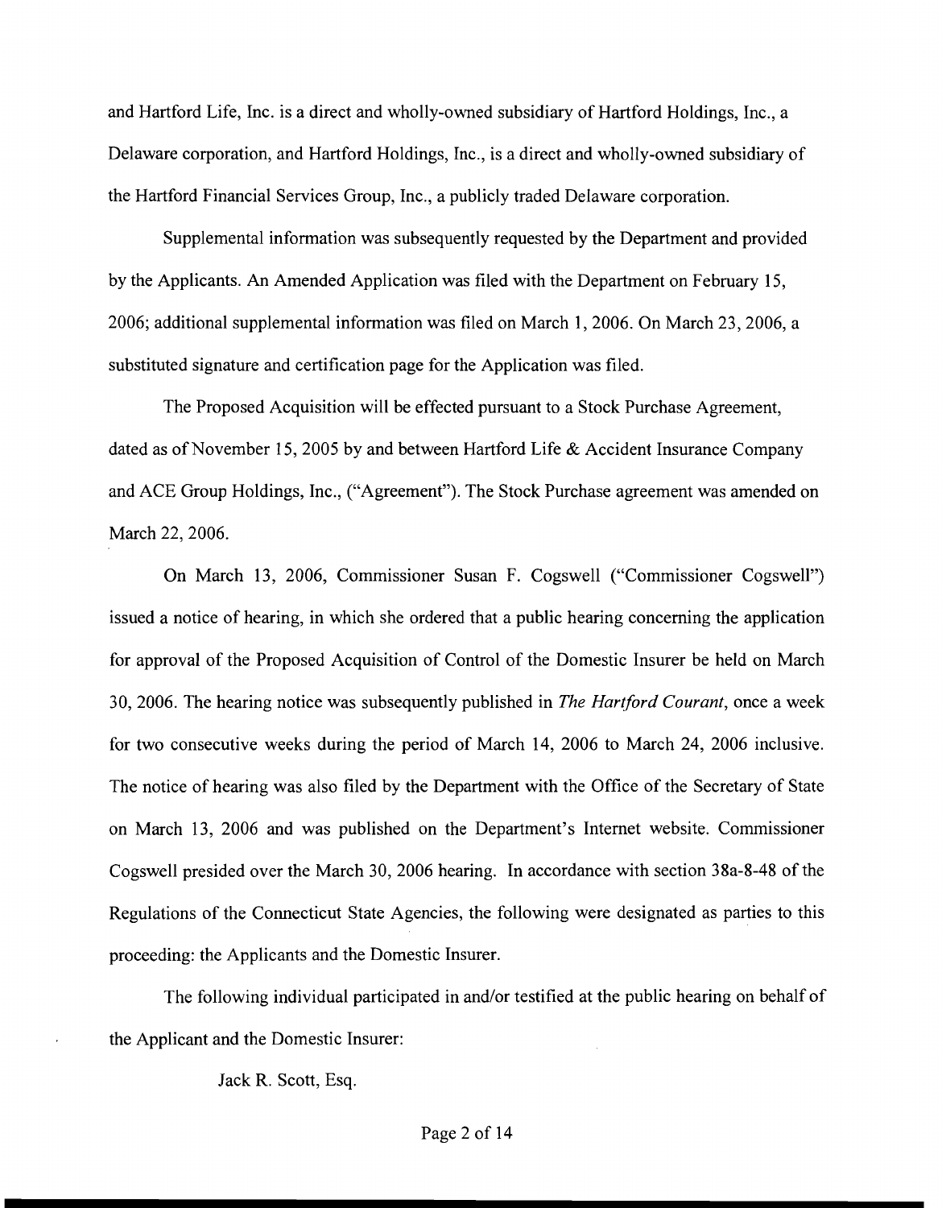and Hartford Life, Inc. is a direct and wholly-owned subsidiary of Hartford Holdings, Inc., a Delaware corporation, and Hartford Holdings, Inc., is a direct and wholly-owned subsidiary of the Hartford Financial Services Group, Inc., a publicly traded Delaware corporation.

Supplemental information was subsequently requested by the Department and provided by the Applicants. An Amended Application was filed with the Department on February 15, 2006; additional supplemental information was filed on March 1, 2006. On March 23, 2006, a substituted signature and certification page for the Application was filed.

The Proposed Acquisition will be effected pursuant to a Stock Purchase Agreement, dated as of November 15, 2005 by and between Hartford Life & Accident Insurance Company and ACE Group Holdings, Inc., ("Agreement"). The Stock Purchase agreement was amended on March 22, 2006.

On March 13, 2006, Commissioner Susan F. Cogswell ("Commissioner Cogswell") issued a notice of hearing, in which she ordered that a public hearing concerning the application for approval of the Proposed Acquisition of Control of the Domestic Insurer be held on March 30, 2006. The hearing notice was subsequently published in *The Hartford Courant*, once a week for two consecutive weeks during the period of March 14, 2006 to March 24, 2006 inclusive. The notice of hearing was also filed by the Department with the Office of the Secretary of State on March 13, 2006 and was published on the Department's Internet website. Commissioner Cogswell presided over the March 30, 2006 hearing. In accordance with section 38a-8-48 of the Regulations of the Connecticut State Agencies, the following were designated as parties to this proceeding: the Applicants and the Domestic Insurer.

The following individual participated in and/or testified at the public hearing on behalf of the Applicant and the Domestic Insurer:

Jack R. Scott, Esq.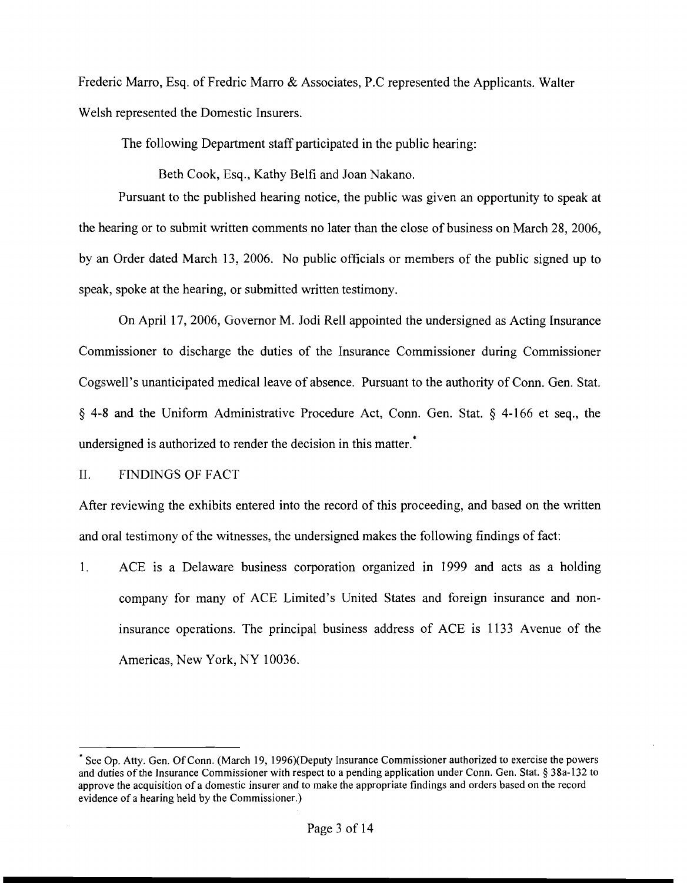Frederic Marro, Esq. of Fredric Marro & Associates, P.C represented the Applicants. Walter Welsh represented the Domestic Insurers.

The following Department staff participated in the public hearing:

Beth Cook, Esq., Kathy Belfi and Joan Nakano.

Pursuant to the published hearing notice, the public was given an opportunity to speak at the hearing or to submit written comments no later than the close of business on March 28, 2006, by an Order dated March 13, 2006. No public officials or members of the public signed up to speak, spoke at the hearing, or submitted written testimony.

On April 17, 2006, Governor M. Jodi Rell appointed the undersigned as Acting Insurance Commissioner to discharge the duties of the Insurance Commissioner during Commissioner Cogswell's unanticipated medical leave of absence. Pursuant to the authority of Conn. Gen. Stat. § 4-8 and the Uniform Administrative Procedure Act, Conn. Gen. Stat. § 4-166 et seq., the undersigned is authorized to render the decision in this matter.*

## II. FINDINGS OF FACT

After reviewing the exhibits entered into the record of this proceeding, and based on the written and oral testimony of the witnesses, the undersigned makes the following findings of fact:

1. ACE is a Delaware business corporation organized in 1999 and acts as a holding company for many of ACE Limited's United States and foreign insurance and non-insurance operations. The principal business address of ACE is 1133 Avenue of the Americas, New York, NY 10036.

---

* See Op. Atty. Gen. Of Conn. (March 19, 1996)(Deputy Insurance Commissioner authorized to exercise the powers and duties of the Insurance Commissioner with respect to a pending application under Conn. Gen. Stat. § 38a-132 to approve the acquisition of a domestic insurer and to make the appropriate findings and orders based on the record evidence of a hearing held by the Commissioner.)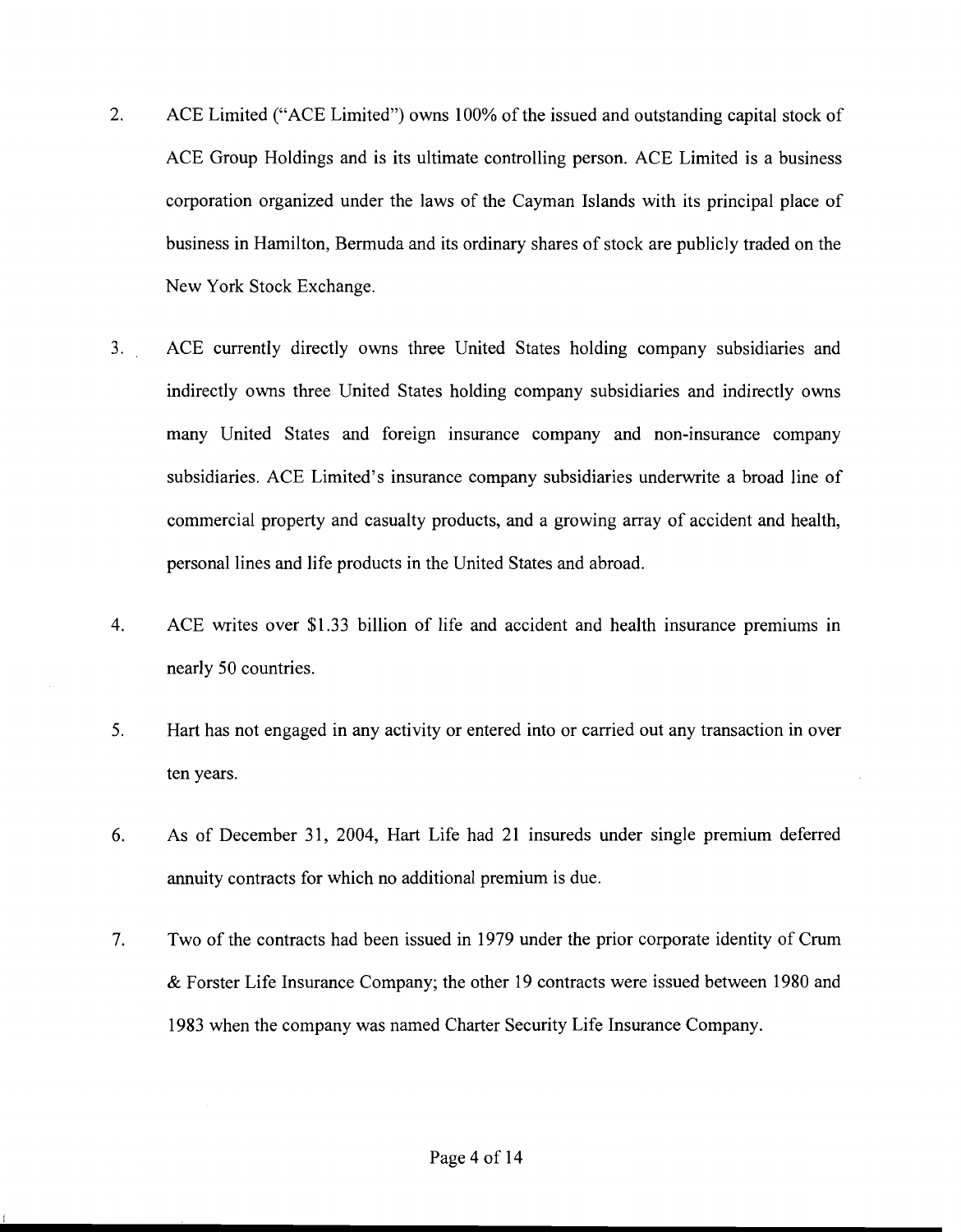2. ACE Limited ("ACE Limited") owns 100% of the issued and outstanding capital stock of ACE Group Holdings and is its ultimate controlling person. ACE Limited is a business corporation organized under the laws of the Cayman Islands with its principal place of business in Hamilton, Bermuda and its ordinary shares of stock are publicly traded on the New York Stock Exchange.

3. ACE currently directly owns three United States holding company subsidiaries and indirectly owns three United States holding company subsidiaries and indirectly owns many United States and foreign insurance company and non-insurance company subsidiaries. ACE Limited's insurance company subsidiaries underwrite a broad line of commercial property and casualty products, and a growing array of accident and health, personal lines and life products in the United States and abroad.

4. ACE writes over $1.33 billion of life and accident and health insurance premiums in nearly 50 countries.

5. Hart has not engaged in any activity or entered into or carried out any transaction in over ten years.

6. As of December 31, 2004, Hart Life had 21 insureds under single premium deferred annuity contracts for which no additional premium is due.

7. Two of the contracts had been issued in 1979 under the prior corporate identity of Crum & Forster Life Insurance Company; the other 19 contracts were issued between 1980 and 1983 when the company was named Charter Security Life Insurance Company.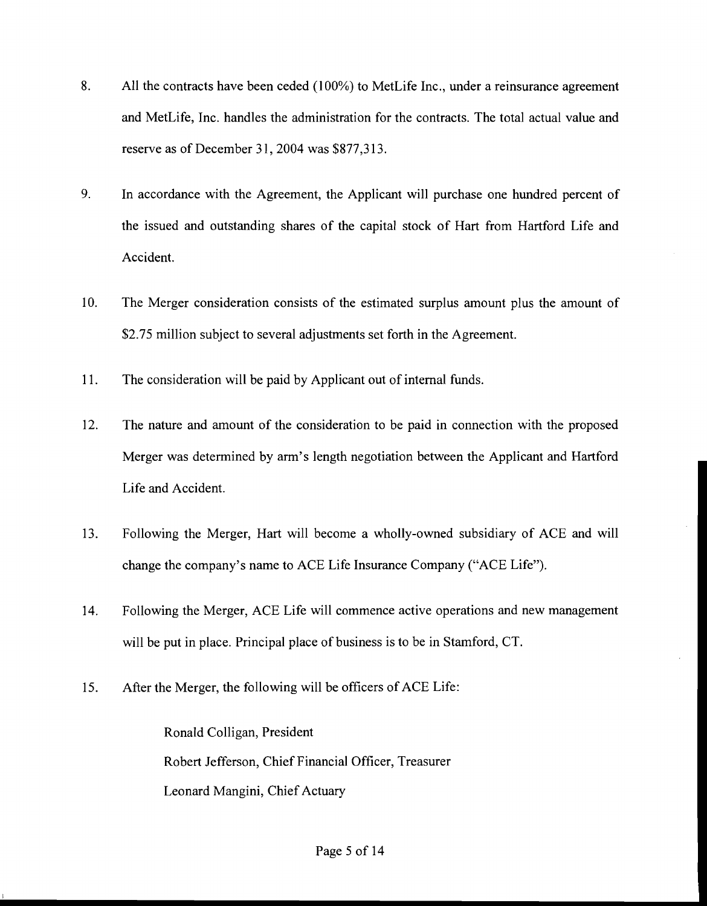8. All the contracts have been ceded (100%) to MetLife Inc., under a reinsurance agreement and MetLife, Inc. handles the administration for the contracts. The total actual value and reserve as of December 31, 2004 was $877,313.

9. In accordance with the Agreement, the Applicant will purchase one hundred percent of the issued and outstanding shares of the capital stock of Hart from Hartford Life and Accident.

10. The Merger consideration consists of the estimated surplus amount plus the amount of $2.75 million subject to several adjustments set forth in the Agreement.

11. The consideration will be paid by Applicant out of internal funds.

12. The nature and amount of the consideration to be paid in connection with the proposed Merger was determined by arm's length negotiation between the Applicant and Hartford Life and Accident.

13. Following the Merger, Hart will become a wholly-owned subsidiary of ACE and will change the company's name to ACE Life Insurance Company ("ACE Life").

14. Following the Merger, ACE Life will commence active operations and new management will be put in place. Principal place of business is to be in Stamford, CT.

15. After the Merger, the following will be officers of ACE Life:

    Ronald Colligan, President
    Robert Jefferson, Chief Financial Officer, Treasurer
    Leonard Mangini, Chief Actuary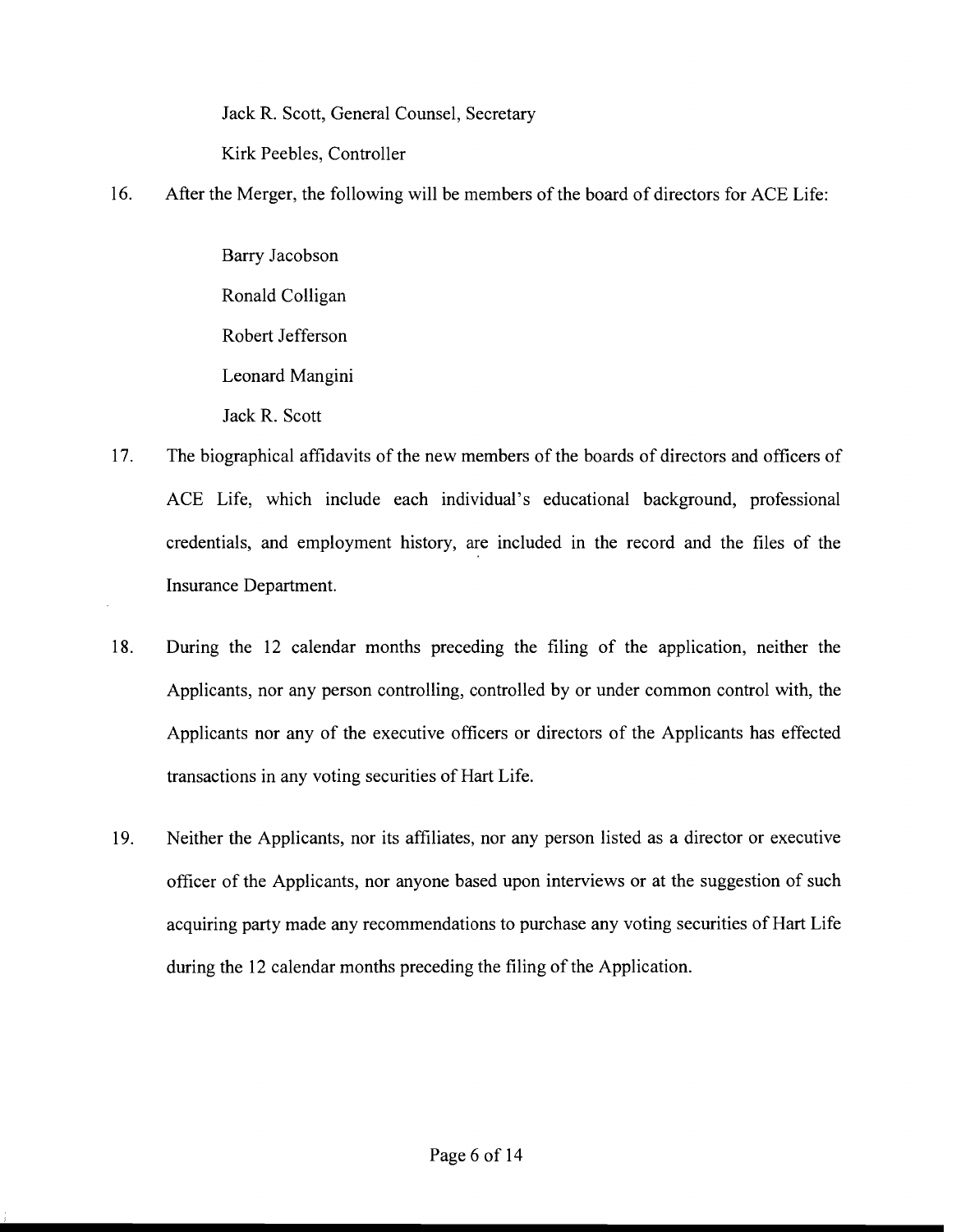Jack R. Scott, General Counsel, Secretary

Kirk Peebles, Controller

16. After the Merger, the following will be members of the board of directors for ACE Life:

    Barry Jacobson

    Ronald Colligan

    Robert Jefferson

    Leonard Mangini

    Jack R. Scott

17. The biographical affidavits of the new members of the boards of directors and officers of ACE Life, which include each individual's educational background, professional credentials, and employment history, are included in the record and the files of the Insurance Department.

18. During the 12 calendar months preceding the filing of the application, neither the Applicants, nor any person controlling, controlled by or under common control with, the Applicants nor any of the executive officers or directors of the Applicants has effected transactions in any voting securities of Hart Life.

19. Neither the Applicants, nor its affiliates, nor any person listed as a director or executive officer of the Applicants, nor anyone based upon interviews or at the suggestion of such acquiring party made any recommendations to purchase any voting securities of Hart Life during the 12 calendar months preceding the filing of the Application.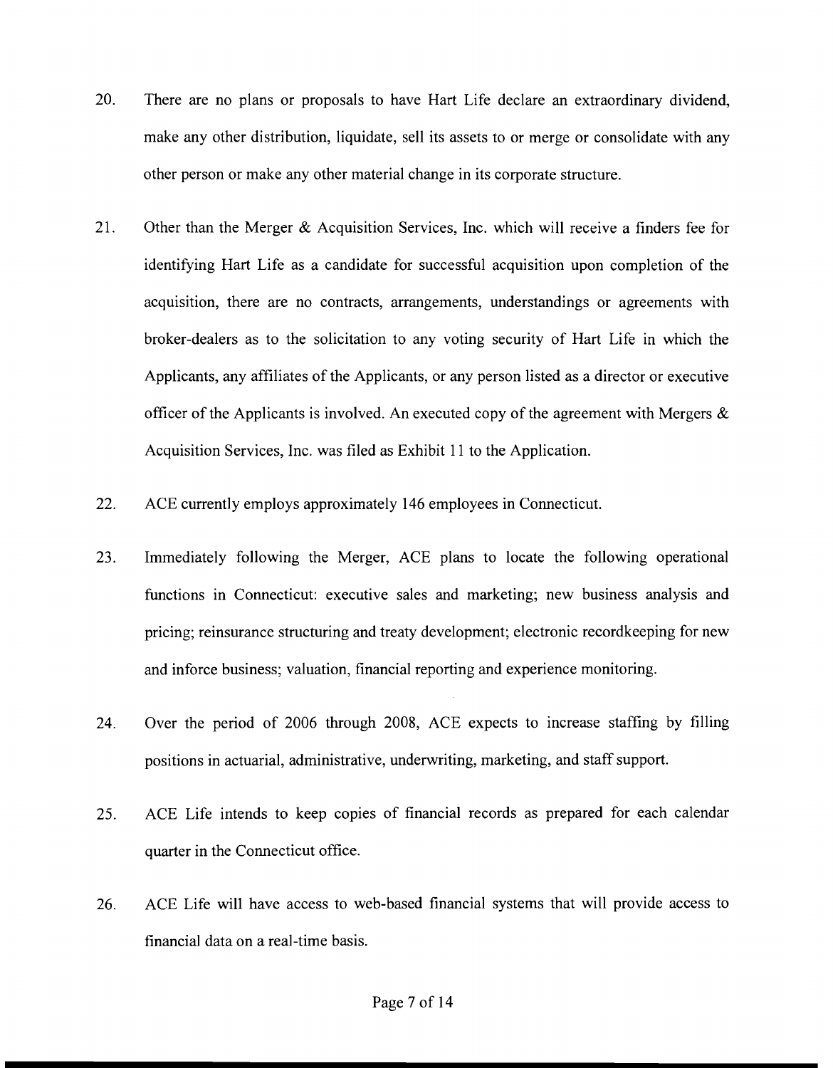20. There are no plans or proposals to have Hart Life declare an extraordinary dividend, make any other distribution, liquidate, sell its assets to or merge or consolidate with any other person or make any other material change in its corporate structure.

21. Other than the Merger & Acquisition Services, Inc. which will receive a finders fee for identifying Hart Life as a candidate for successful acquisition upon completion of the acquisition, there are no contracts, arrangements, understandings or agreements with broker-dealers as to the solicitation to any voting security of Hart Life in which the Applicants, any affiliates of the Applicants, or any person listed as a director or executive officer of the Applicants is involved. An executed copy of the agreement with Mergers & Acquisition Services, Inc. was filed as Exhibit 11 to the Application.

22. ACE currently employs approximately 146 employees in Connecticut.

23. Immediately following the Merger, ACE plans to locate the following operational functions in Connecticut: executive sales and marketing; new business analysis and pricing; reinsurance structuring and treaty development; electronic recordkeeping for new and inforce business; valuation, financial reporting and experience monitoring.

24. Over the period of 2006 through 2008, ACE expects to increase staffing by filling positions in actuarial, administrative, underwriting, marketing, and staff support.

25. ACE Life intends to keep copies of financial records as prepared for each calendar quarter in the Connecticut office.

26. ACE Life will have access to web-based financial systems that will provide access to financial data on a real-time basis.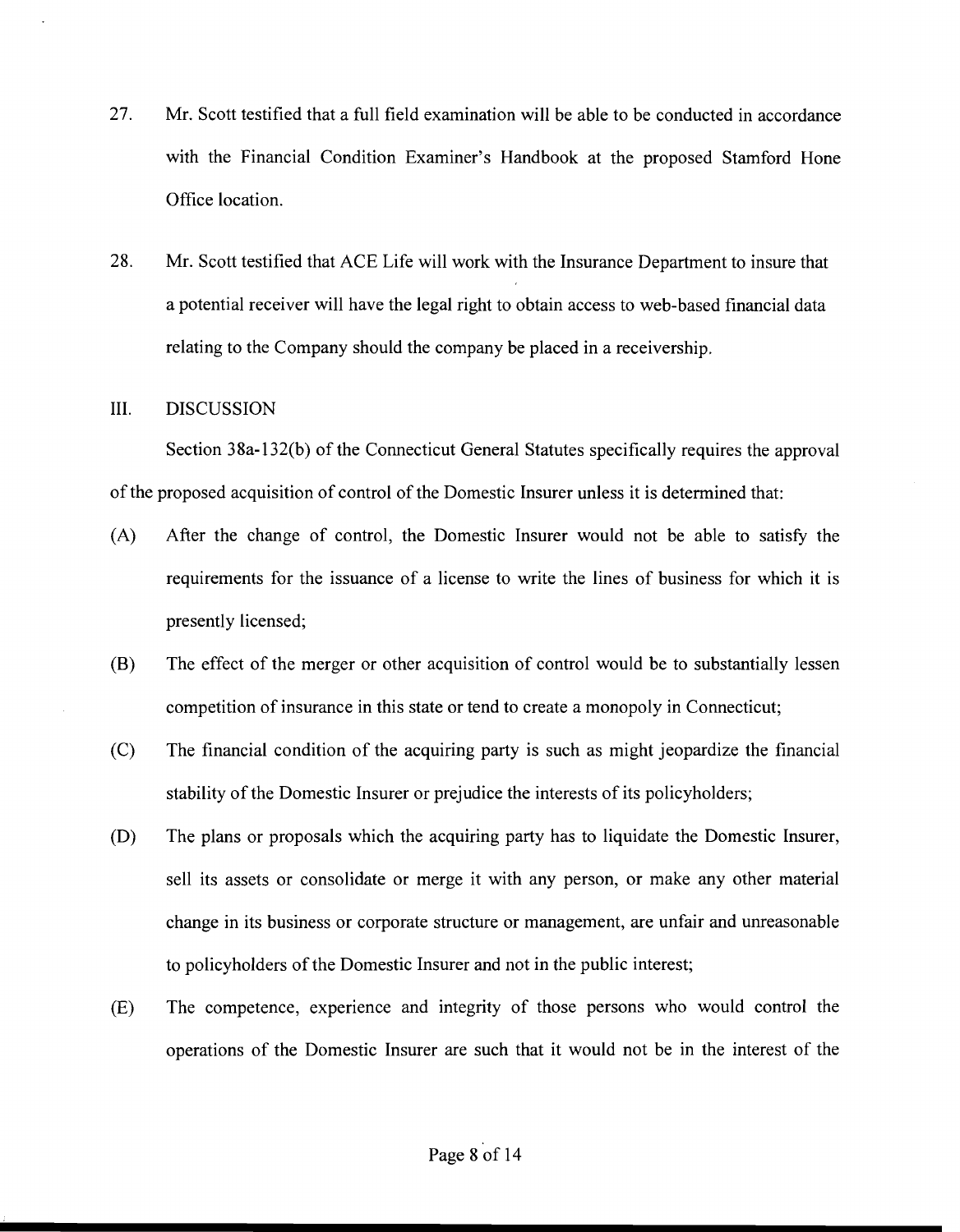27. Mr. Scott testified that a full field examination will be able to be conducted in accordance with the Financial Condition Examiner's Handbook at the proposed Stamford Hone Office location.

28. Mr. Scott testified that ACE Life will work with the Insurance Department to insure that a potential receiver will have the legal right to obtain access to web-based financial data relating to the Company should the company be placed in a receivership.

## III. DISCUSSION

Section 38a-132(b) of the Connecticut General Statutes specifically requires the approval of the proposed acquisition of control of the Domestic Insurer unless it is determined that:

(A) After the change of control, the Domestic Insurer would not be able to satisfy the requirements for the issuance of a license to write the lines of business for which it is presently licensed;

(B) The effect of the merger or other acquisition of control would be to substantially lessen competition of insurance in this state or tend to create a monopoly in Connecticut;

(C) The financial condition of the acquiring party is such as might jeopardize the financial stability of the Domestic Insurer or prejudice the interests of its policyholders;

(D) The plans or proposals which the acquiring party has to liquidate the Domestic Insurer, sell its assets or consolidate or merge it with any person, or make any other material change in its business or corporate structure or management, are unfair and unreasonable to policyholders of the Domestic Insurer and not in the public interest;

(E) The competence, experience and integrity of those persons who would control the operations of the Domestic Insurer are such that it would not be in the interest of the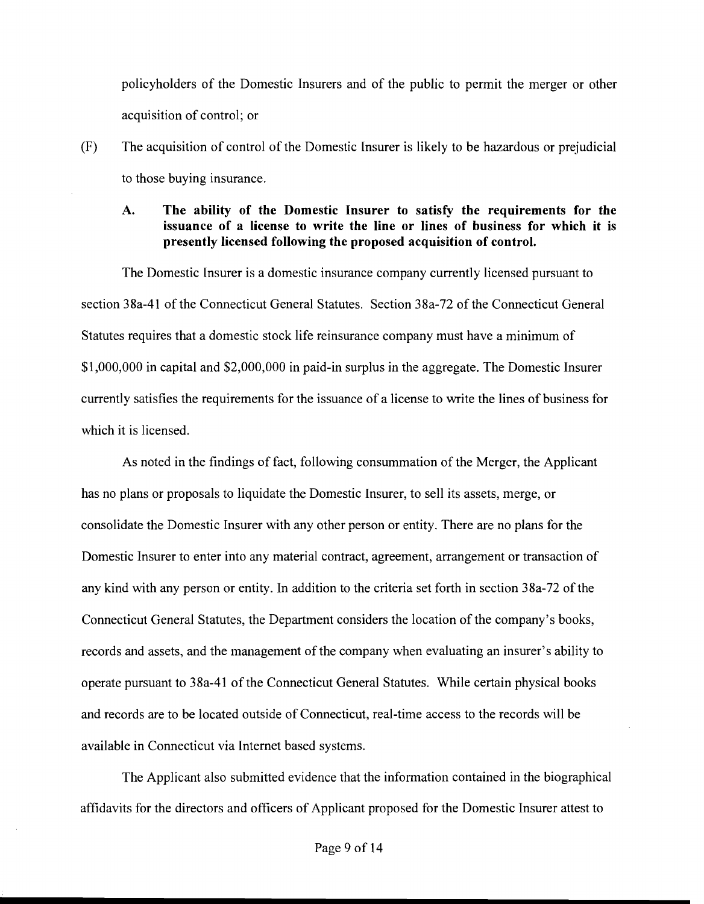policyholders of the Domestic Insurers and of the public to permit the merger or other acquisition of control; or

(F) The acquisition of control of the Domestic Insurer is likely to be hazardous or prejudicial to those buying insurance.

**A. The ability of the Domestic Insurer to satisfy the requirements for the issuance of a license to write the line or lines of business for which it is presently licensed following the proposed acquisition of control.**

The Domestic Insurer is a domestic insurance company currently licensed pursuant to section 38a-41 of the Connecticut General Statutes. Section 38a-72 of the Connecticut General Statutes requires that a domestic stock life reinsurance company must have a minimum of $1,000,000 in capital and $2,000,000 in paid-in surplus in the aggregate. The Domestic Insurer currently satisfies the requirements for the issuance of a license to write the lines of business for which it is licensed.

As noted in the findings of fact, following consummation of the Merger, the Applicant has no plans or proposals to liquidate the Domestic Insurer, to sell its assets, merge, or consolidate the Domestic Insurer with any other person or entity. There are no plans for the Domestic Insurer to enter into any material contract, agreement, arrangement or transaction of any kind with any person or entity. In addition to the criteria set forth in section 38a-72 of the Connecticut General Statutes, the Department considers the location of the company's books, records and assets, and the management of the company when evaluating an insurer's ability to operate pursuant to 38a-41 of the Connecticut General Statutes. While certain physical books and records are to be located outside of Connecticut, real-time access to the records will be available in Connecticut via Internet based systems.

The Applicant also submitted evidence that the information contained in the biographical affidavits for the directors and officers of Applicant proposed for the Domestic Insurer attest to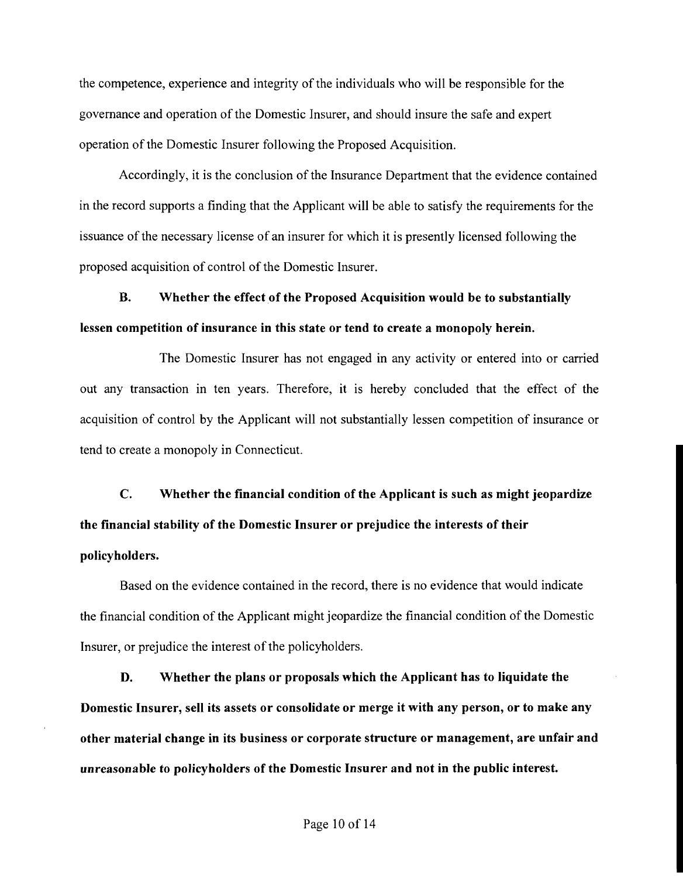the competence, experience and integrity of the individuals who will be responsible for the governance and operation of the Domestic Insurer, and should insure the safe and expert operation of the Domestic Insurer following the Proposed Acquisition.

Accordingly, it is the conclusion of the Insurance Department that the evidence contained in the record supports a finding that the Applicant will be able to satisfy the requirements for the issuance of the necessary license of an insurer for which it is presently licensed following the proposed acquisition of control of the Domestic Insurer.

**B. Whether the effect of the Proposed Acquisition would be to substantially lessen competition of insurance in this state or tend to create a monopoly herein.**

The Domestic Insurer has not engaged in any activity or entered into or carried out any transaction in ten years. Therefore, it is hereby concluded that the effect of the acquisition of control by the Applicant will not substantially lessen competition of insurance or tend to create a monopoly in Connecticut.

**C. Whether the financial condition of the Applicant is such as might jeopardize the financial stability of the Domestic Insurer or prejudice the interests of their policyholders.**

Based on the evidence contained in the record, there is no evidence that would indicate the financial condition of the Applicant might jeopardize the financial condition of the Domestic Insurer, or prejudice the interest of the policyholders.

**D. Whether the plans or proposals which the Applicant has to liquidate the Domestic Insurer, sell its assets or consolidate or merge it with any person, or to make any other material change in its business or corporate structure or management, are unfair and unreasonable to policyholders of the Domestic Insurer and not in the public interest.**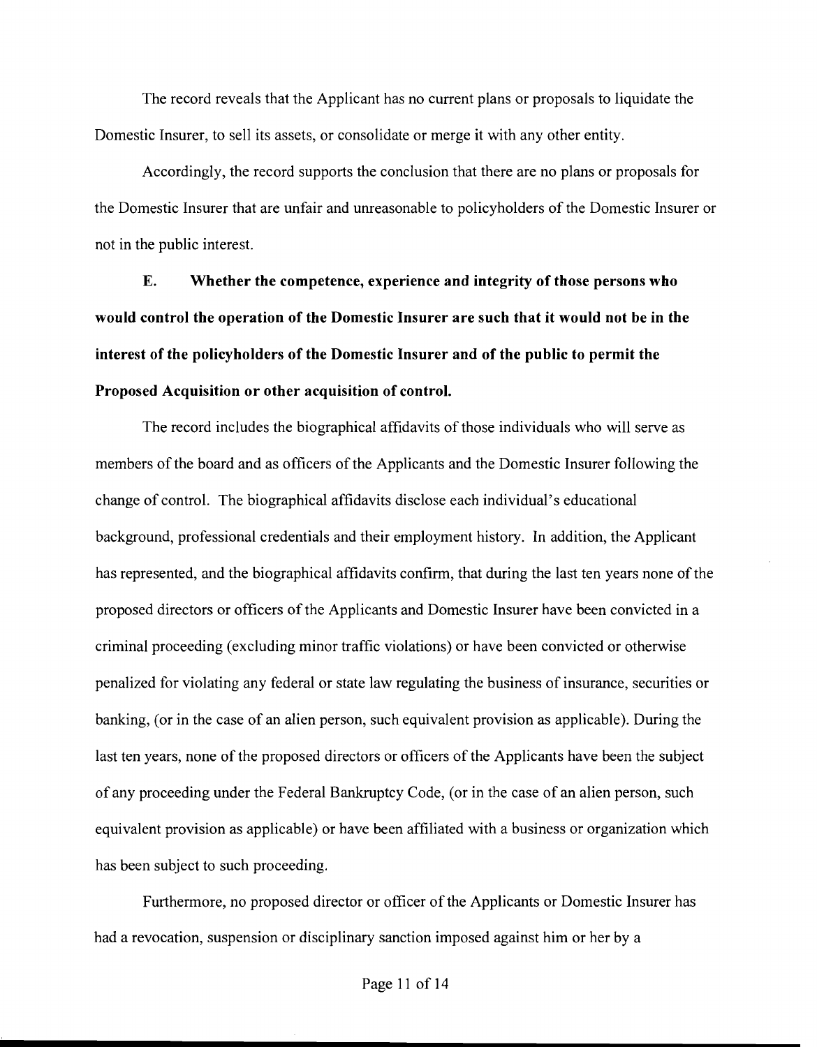The record reveals that the Applicant has no current plans or proposals to liquidate the Domestic Insurer, to sell its assets, or consolidate or merge it with any other entity.

Accordingly, the record supports the conclusion that there are no plans or proposals for the Domestic Insurer that are unfair and unreasonable to policyholders of the Domestic Insurer or not in the public interest.

**E. Whether the competence, experience and integrity of those persons who would control the operation of the Domestic Insurer are such that it would not be in the interest of the policyholders of the Domestic Insurer and of the public to permit the Proposed Acquisition or other acquisition of control.**

The record includes the biographical affidavits of those individuals who will serve as members of the board and as officers of the Applicants and the Domestic Insurer following the change of control. The biographical affidavits disclose each individual's educational background, professional credentials and their employment history. In addition, the Applicant has represented, and the biographical affidavits confirm, that during the last ten years none of the proposed directors or officers of the Applicants and Domestic Insurer have been convicted in a criminal proceeding (excluding minor traffic violations) or have been convicted or otherwise penalized for violating any federal or state law regulating the business of insurance, securities or banking, (or in the case of an alien person, such equivalent provision as applicable). During the last ten years, none of the proposed directors or officers of the Applicants have been the subject of any proceeding under the Federal Bankruptcy Code, (or in the case of an alien person, such equivalent provision as applicable) or have been affiliated with a business or organization which has been subject to such proceeding.

Furthermore, no proposed director or officer of the Applicants or Domestic Insurer has had a revocation, suspension or disciplinary sanction imposed against him or her by a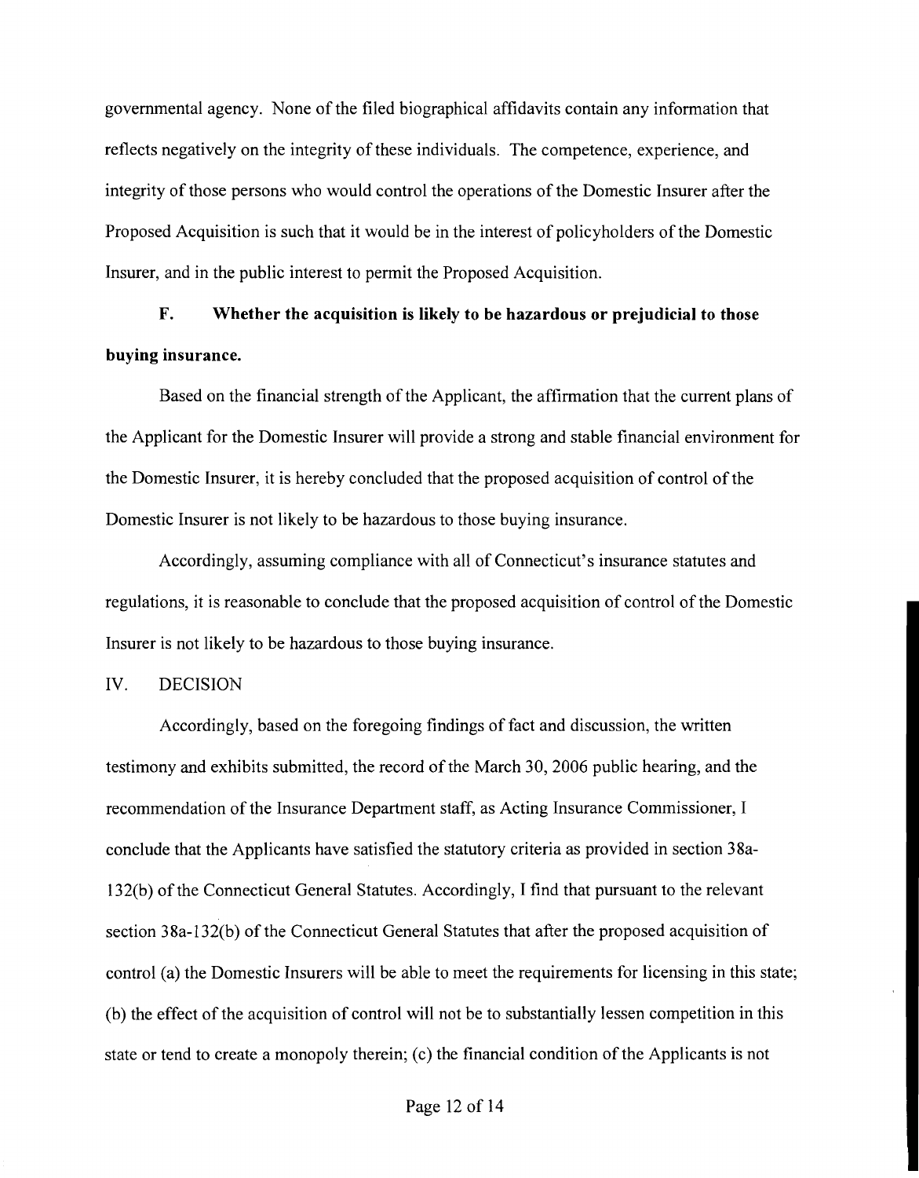governmental agency. None of the filed biographical affidavits contain any information that reflects negatively on the integrity of these individuals. The competence, experience, and integrity of those persons who would control the operations of the Domestic Insurer after the Proposed Acquisition is such that it would be in the interest of policyholders of the Domestic Insurer, and in the public interest to permit the Proposed Acquisition.

**F. Whether the acquisition is likely to be hazardous or prejudicial to those buying insurance.**

Based on the financial strength of the Applicant, the affirmation that the current plans of the Applicant for the Domestic Insurer will provide a strong and stable financial environment for the Domestic Insurer, it is hereby concluded that the proposed acquisition of control of the Domestic Insurer is not likely to be hazardous to those buying insurance.

Accordingly, assuming compliance with all of Connecticut's insurance statutes and regulations, it is reasonable to conclude that the proposed acquisition of control of the Domestic Insurer is not likely to be hazardous to those buying insurance.

IV. DECISION

Accordingly, based on the foregoing findings of fact and discussion, the written testimony and exhibits submitted, the record of the March 30, 2006 public hearing, and the recommendation of the Insurance Department staff, as Acting Insurance Commissioner, I conclude that the Applicants have satisfied the statutory criteria as provided in section 38a-132(b) of the Connecticut General Statutes. Accordingly, I find that pursuant to the relevant section 38a-132(b) of the Connecticut General Statutes that after the proposed acquisition of control (a) the Domestic Insurers will be able to meet the requirements for licensing in this state; (b) the effect of the acquisition of control will not be to substantially lessen competition in this state or tend to create a monopoly therein; (c) the financial condition of the Applicants is not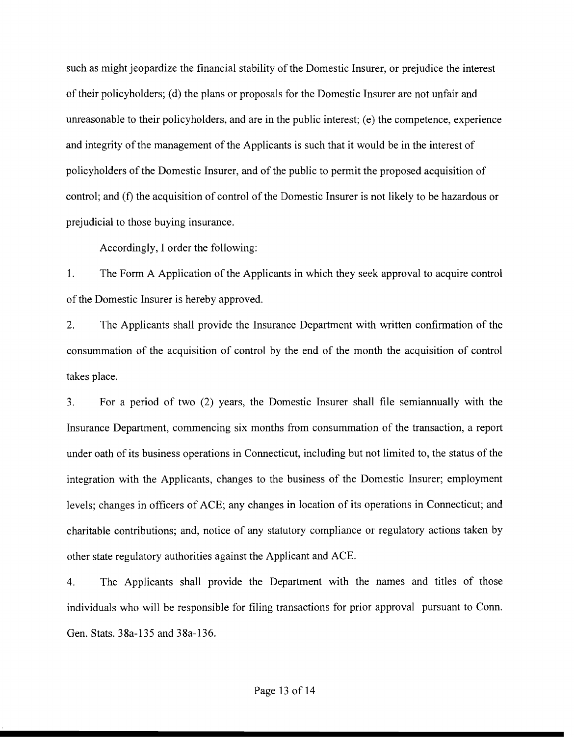such as might jeopardize the financial stability of the Domestic Insurer, or prejudice the interest of their policyholders; (d) the plans or proposals for the Domestic Insurer are not unfair and unreasonable to their policyholders, and are in the public interest; (e) the competence, experience and integrity of the management of the Applicants is such that it would be in the interest of policyholders of the Domestic Insurer, and of the public to permit the proposed acquisition of control; and (f) the acquisition of control of the Domestic Insurer is not likely to be hazardous or prejudicial to those buying insurance.

Accordingly, I order the following:

1. The Form A Application of the Applicants in which they seek approval to acquire control of the Domestic Insurer is hereby approved.

2. The Applicants shall provide the Insurance Department with written confirmation of the consummation of the acquisition of control by the end of the month the acquisition of control takes place.

3. For a period of two (2) years, the Domestic Insurer shall file semiannually with the Insurance Department, commencing six months from consummation of the transaction, a report under oath of its business operations in Connecticut, including but not limited to, the status of the integration with the Applicants, changes to the business of the Domestic Insurer; employment levels; changes in officers of ACE; any changes in location of its operations in Connecticut; and charitable contributions; and, notice of any statutory compliance or regulatory actions taken by other state regulatory authorities against the Applicant and ACE.

4. The Applicants shall provide the Department with the names and titles of those individuals who will be responsible for filing transactions for prior approval pursuant to Conn. Gen. Stats. 38a-135 and 38a-136.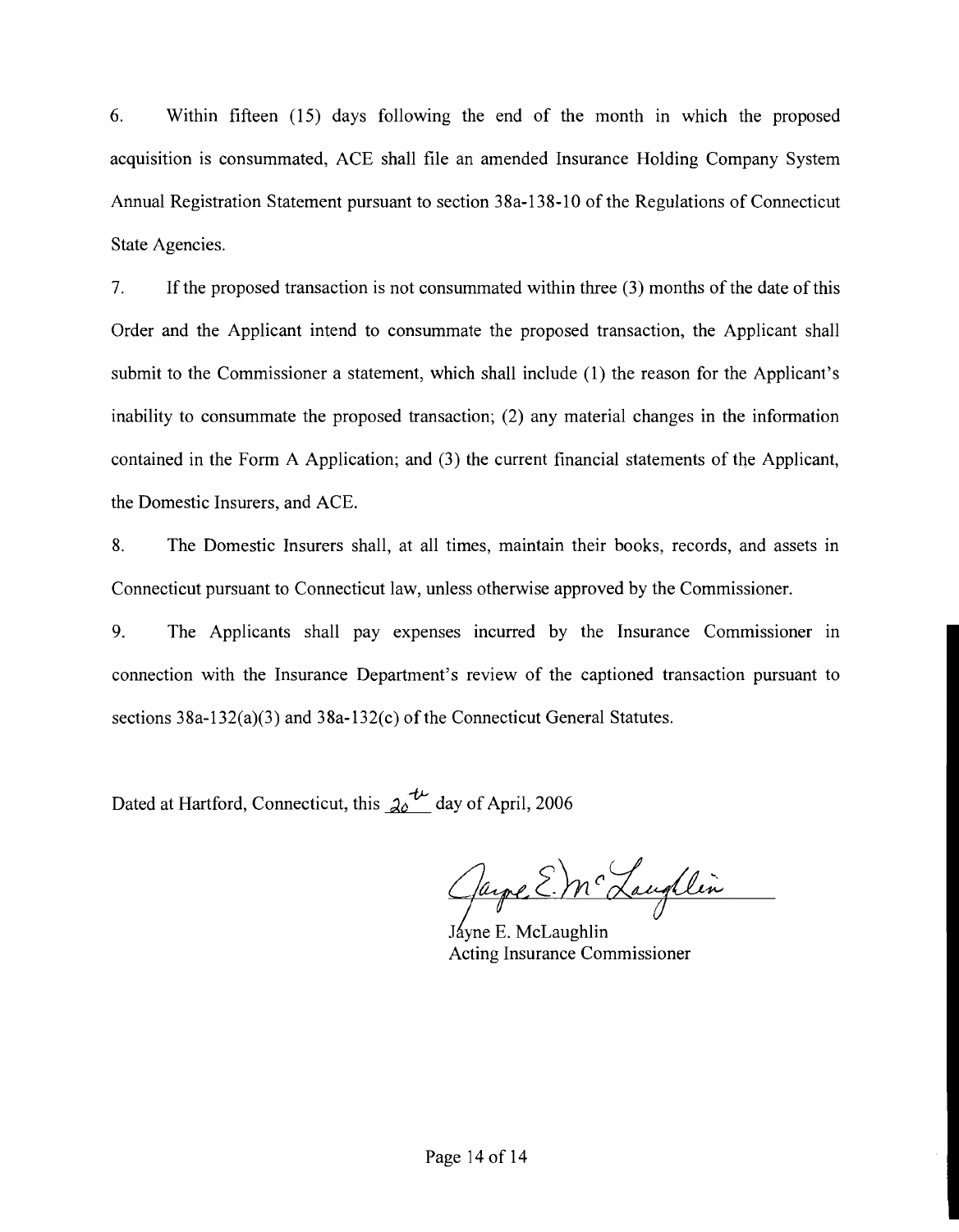6. Within fifteen (15) days following the end of the month in which the proposed acquisition is consummated, ACE shall file an amended Insurance Holding Company System Annual Registration Statement pursuant to section 38a-138-10 of the Regulations of Connecticut State Agencies.

7. If the proposed transaction is not consummated within three (3) months of the date of this Order and the Applicant intend to consummate the proposed transaction, the Applicant shall submit to the Commissioner a statement, which shall include (1) the reason for the Applicant's inability to consummate the proposed transaction; (2) any material changes in the information contained in the Form A Application; and (3) the current financial statements of the Applicant, the Domestic Insurers, and ACE.

8. The Domestic Insurers shall, at all times, maintain their books, records, and assets in Connecticut pursuant to Connecticut law, unless otherwise approved by the Commissioner.

9. The Applicants shall pay expenses incurred by the Insurance Commissioner in connection with the Insurance Department's review of the captioned transaction pursuant to sections 38a-132(a)(3) and 38a-132(c) of the Connecticut General Statutes.

Dated at Hartford, Connecticut, this 20th day of April, 2006

Jayne E. McLaughlin

Jayne E. McLaughlin
Acting Insurance Commissioner